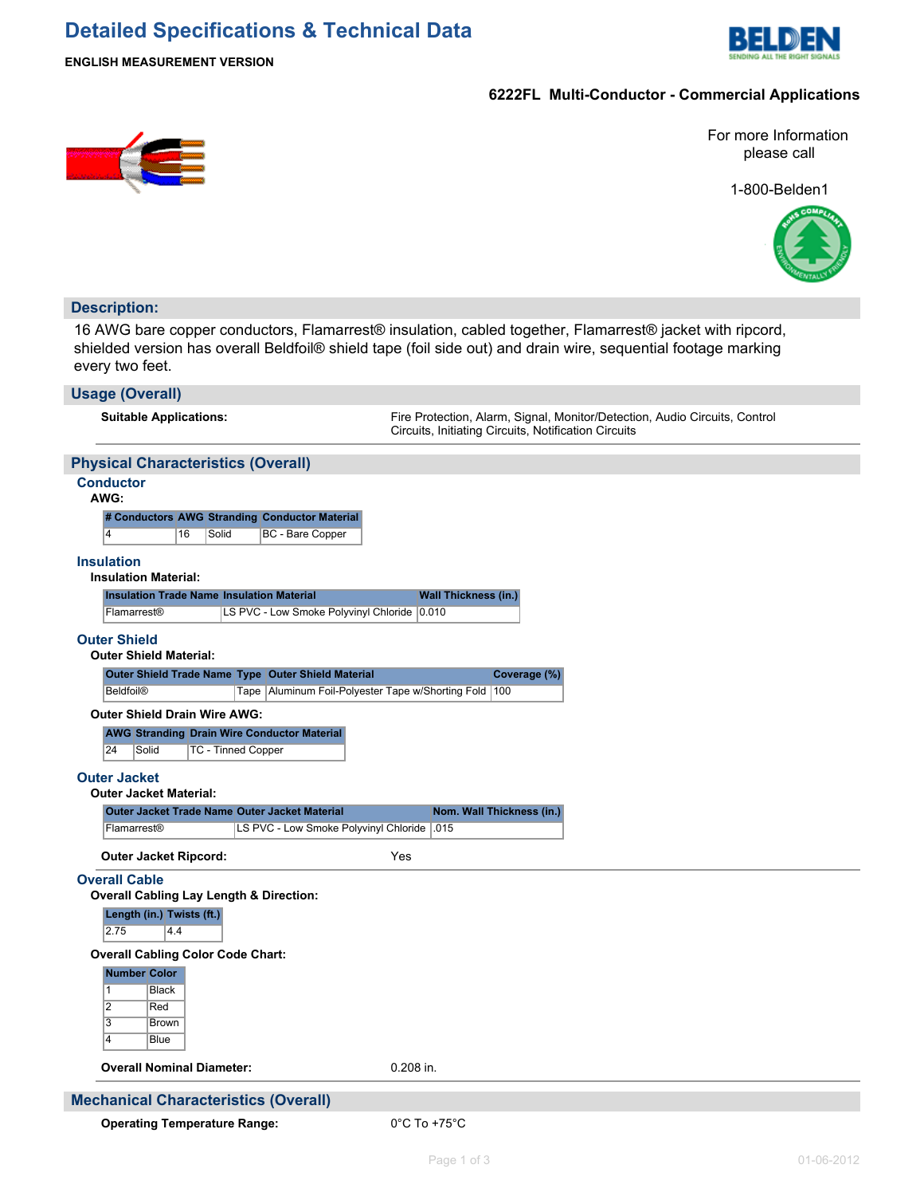# Detailed Specifications & Technical Data

**ENGLISH MEASUREMENT VERSION**

**6222FL Multi-Conductor - Commercial Applications**

For more Information please call

1-800-Belden1

## Description:

16 AWG bare copper conductors, Flamarrest® insulation, cabled together, Flamarrest® jacket with ripcord, shielded version has overall Beldfoil® shield tape (foil side out) and drain wire, sequential footage marking every two feet.

## Usage (Overall)

**Suitable Applications:** Fire Protection, Alarm, Signal, Monitor/Detection, Audio Circuits, Control Circuits, Initiating Circuits, Notification Circuits

## Physical Characteristics (Overall)

### Conductor

**AWG:**

| # Conductors | AWG | Stranding | Conductor Material |
|---|---|---|---|
| 4 | 16 | Solid | BC - Bare Copper |

### Insulation

**Insulation Material:**

| Insulation Trade Name | Insulation Material | Wall Thickness (in.) |
|---|---|---|
| Flamarrest® | LS PVC - Low Smoke Polyvinyl Chloride | 0.010 |

### Outer Shield

**Outer Shield Material:**

| Outer Shield Trade Name | Type | Outer Shield Material | Coverage (%) |
|---|---|---|---|
| Beldfoil® | Tape | Aluminum Foil-Polyester Tape w/Shorting Fold | 100 |

**Outer Shield Drain Wire AWG:**

| AWG | Stranding | Drain Wire Conductor Material |
|---|---|---|
| 24 | Solid | TC - Tinned Copper |

### Outer Jacket

**Outer Jacket Material:**

| Outer Jacket Trade Name | Outer Jacket Material | Nom. Wall Thickness (in.) |
|---|---|---|
| Flamarrest® | LS PVC - Low Smoke Polyvinyl Chloride | .015 |

**Outer Jacket Ripcord:** Yes

### Overall Cable

**Overall Cabling Lay Length & Direction:**

| Length (in.) | Twists (ft.) |
|---|---|
| 2.75 | 4.4 |

**Overall Cabling Color Code Chart:**

| Number | Color |
|---|---|
| 1 | Black |
| 2 | Red |
| 3 | Brown |
| 4 | Blue |

**Overall Nominal Diameter:** 0.208 in.

## Mechanical Characteristics (Overall)

**Operating Temperature Range:** 0°C To +75°C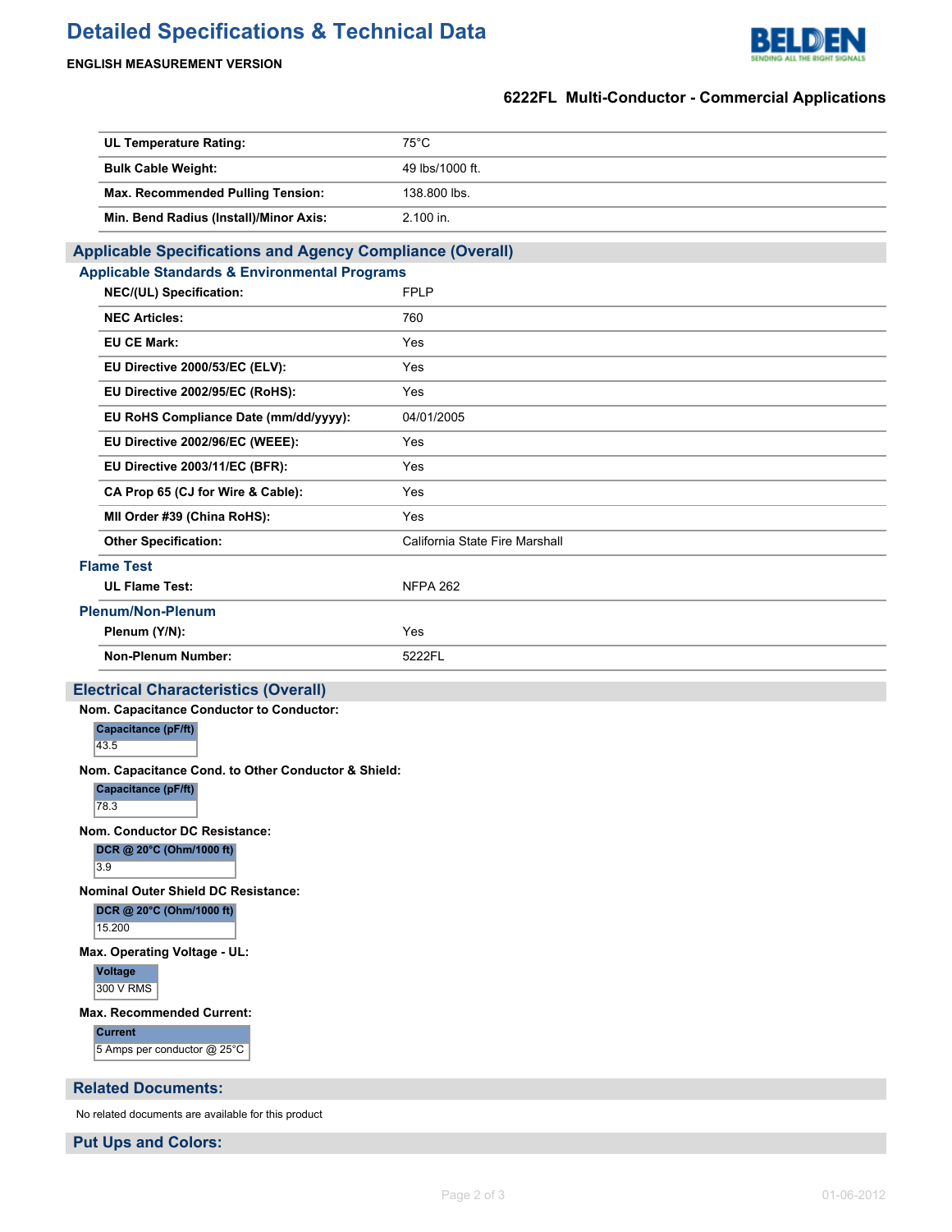| | |
|---|---|
| **UL Temperature Rating:** | 75°C |
| **Bulk Cable Weight:** | 49 lbs/1000 ft. |
| **Max. Recommended Pulling Tension:** | 138.800 lbs. |
| **Min. Bend Radius (Install)/Minor Axis:** | 2.100 in. |

## Applicable Specifications and Agency Compliance (Overall)

### Applicable Standards & Environmental Programs

| | |
|---|---|
| **NEC/(UL) Specification:** | FPLP |
| **NEC Articles:** | 760 |
| **EU CE Mark:** | Yes |
| **EU Directive 2000/53/EC (ELV):** | Yes |
| **EU Directive 2002/95/EC (RoHS):** | Yes |
| **EU RoHS Compliance Date (mm/dd/yyyy):** | 04/01/2005 |
| **EU Directive 2002/96/EC (WEEE):** | Yes |
| **EU Directive 2003/11/EC (BFR):** | Yes |
| **CA Prop 65 (CJ for Wire & Cable):** | Yes |
| **MII Order #39 (China RoHS):** | Yes |
| **Other Specification:** | California State Fire Marshall |

### Flame Test

| | |
|---|---|
| **UL Flame Test:** | NFPA 262 |

### Plenum/Non-Plenum

| | |
|---|---|
| **Plenum (Y/N):** | Yes |
| **Non-Plenum Number:** | 5222FL |

## Electrical Characteristics (Overall)

**Nom. Capacitance Conductor to Conductor:**

| Capacitance (pF/ft) |
|---|
| 43.5 |

**Nom. Capacitance Cond. to Other Conductor & Shield:**

| Capacitance (pF/ft) |
|---|
| 78.3 |

**Nom. Conductor DC Resistance:**

| DCR @ 20°C (Ohm/1000 ft) |
|---|
| 3.9 |

**Nominal Outer Shield DC Resistance:**

| DCR @ 20°C (Ohm/1000 ft) |
|---|
| 15.200 |

**Max. Operating Voltage - UL:**

| Voltage |
|---|
| 300 V RMS |

**Max. Recommended Current:**

| Current |
|---|
| 5 Amps per conductor @ 25°C |

## Related Documents:

No related documents are available for this product

## Put Ups and Colors: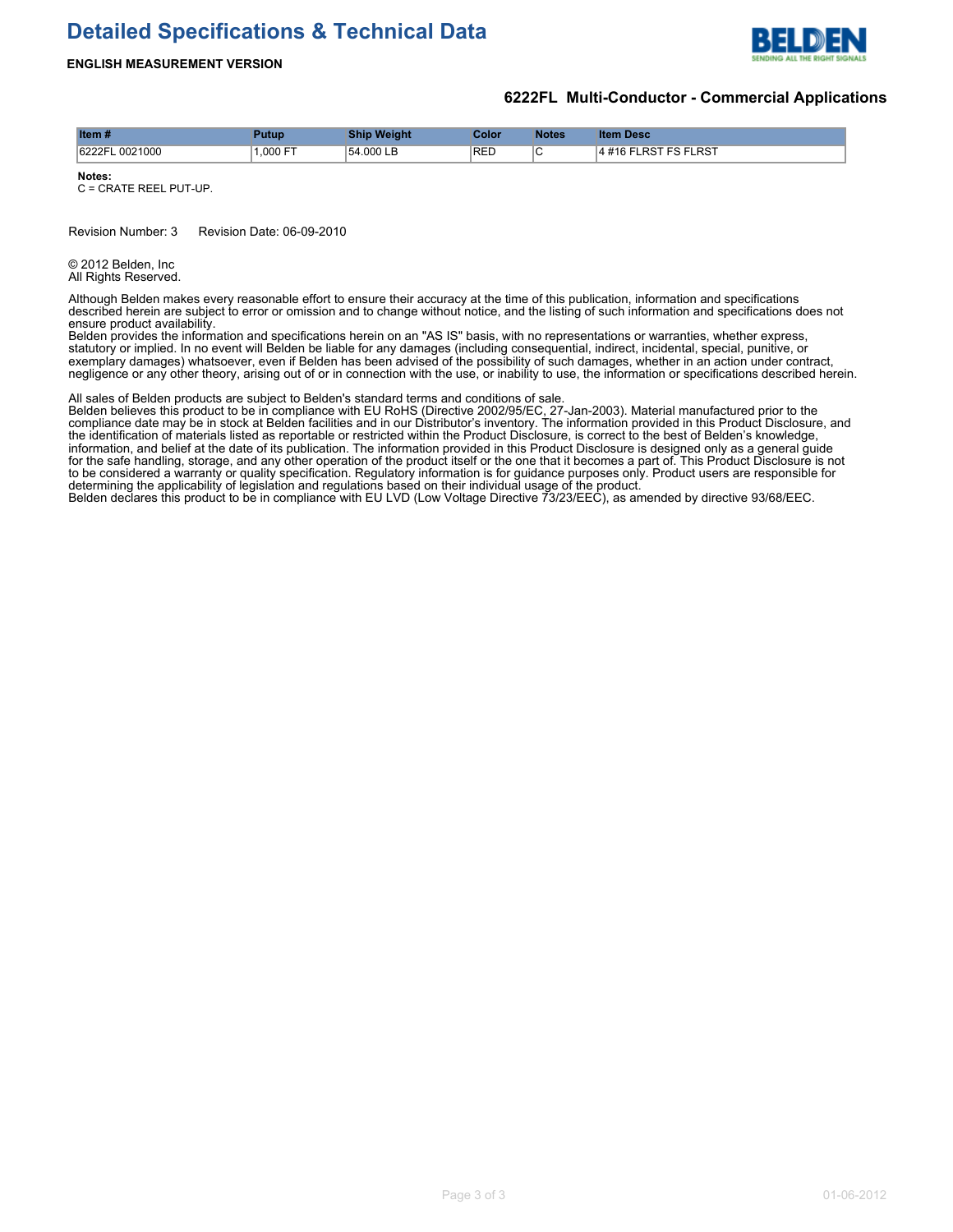# Detailed Specifications & Technical Data

**ENGLISH MEASUREMENT VERSION**

## 6222FL Multi-Conductor - Commercial Applications

| Item # | Putup | Ship Weight | Color | Notes | Item Desc |
|---|---|---|---|---|---|
| 6222FL 0021000 | 1,000 FT | 54.000 LB | RED | C | 4 #16 FLRST FS FLRST |

**Notes:**
C = CRATE REEL PUT-UP.

Revision Number: 3 Revision Date: 06-09-2010

© 2012 Belden, Inc
All Rights Reserved.

Although Belden makes every reasonable effort to ensure their accuracy at the time of this publication, information and specifications described herein are subject to error or omission and to change without notice, and the listing of such information and specifications does not ensure product availability.
Belden provides the information and specifications herein on an "AS IS" basis, with no representations or warranties, whether express, statutory or implied. In no event will Belden be liable for any damages (including consequential, indirect, incidental, special, punitive, or exemplary damages) whatsoever, even if Belden has been advised of the possibility of such damages, whether in an action under contract, negligence or any other theory, arising out of or in connection with the use, or inability to use, the information or specifications described herein.

All sales of Belden products are subject to Belden's standard terms and conditions of sale.
Belden believes this product to be in compliance with EU RoHS (Directive 2002/95/EC, 27-Jan-2003). Material manufactured prior to the compliance date may be in stock at Belden facilities and in our Distributor's inventory. The information provided in this Product Disclosure, and the identification of materials listed as reportable or restricted within the Product Disclosure, is correct to the best of Belden's knowledge, information, and belief at the date of its publication. The information provided in this Product Disclosure is designed only as a general guide for the safe handling, storage, and any other operation of the product itself or the one that it becomes a part of. This Product Disclosure is not to be considered a warranty or quality specification. Regulatory information is for guidance purposes only. Product users are responsible for determining the applicability of legislation and regulations based on their individual usage of the product.
Belden declares this product to be in compliance with EU LVD (Low Voltage Directive 73/23/EEC), as amended by directive 93/68/EEC.